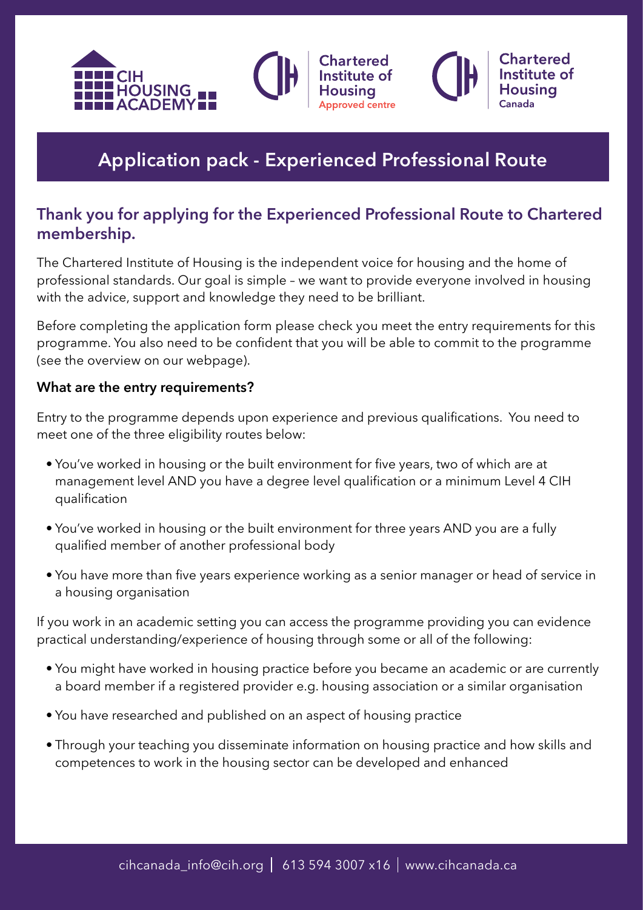# Application pack - Experienced Professional Route

## Thank you for applying for the Experienced Professional Route to Chartered membership.

The Chartered Institute of Housing is the independent voice for housing and the home of professional standards. Our goal is simple – we want to provide everyone involved in housing with the advice, support and knowledge they need to be brilliant.

Before completing the application form please check you meet the entry requirements for this programme. You also need to be confident that you will be able to commit to the programme (see the overview on our webpage).

### What are the entry requirements?

Entry to the programme depends upon experience and previous qualifications. You need to meet one of the three eligibility routes below:

- You've worked in housing or the built environment for five years, two of which are at management level AND you have a degree level qualification or a minimum Level 4 CIH qualification
- You've worked in housing or the built environment for three years AND you are a fully qualified member of another professional body
- You have more than five years experience working as a senior manager or head of service in a housing organisation

If you work in an academic setting you can access the programme providing you can evidence practical understanding/experience of housing through some or all of the following:

- You might have worked in housing practice before you became an academic or are currently a board member if a registered provider e.g. housing association or a similar organisation
- You have researched and published on an aspect of housing practice
- Through your teaching you disseminate information on housing practice and how skills and competences to work in the housing sector can be developed and enhanced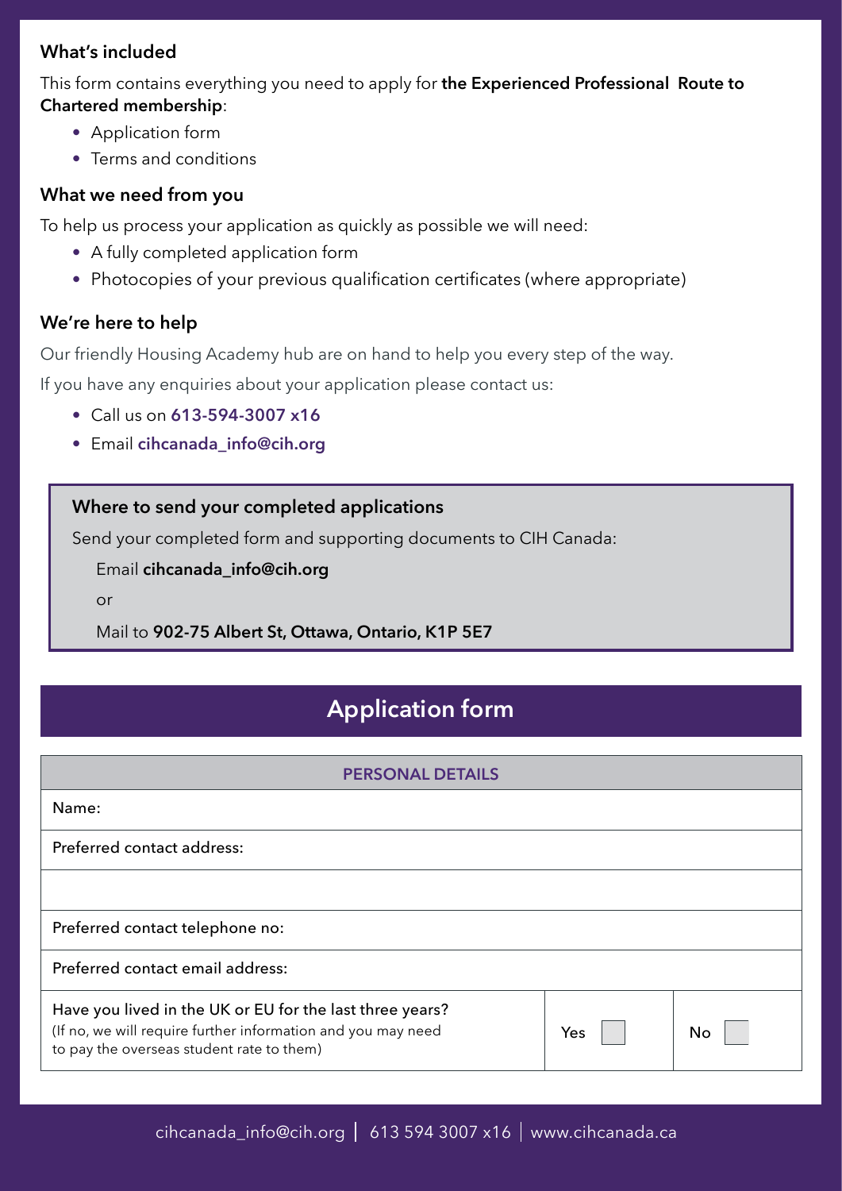### What's included

This form contains everything you need to apply for **the Experienced Professional Route to Chartered membership**:

- Application form
- Terms and conditions

### What we need from you

To help us process your application as quickly as possible we will need:

- A fully completed application form
- Photocopies of your previous qualification certificates (where appropriate)

### We're here to help

Our friendly Housing Academy hub are on hand to help you every step of the way.

If you have any enquiries about your application please contact us:

- Call us on **613-594-3007 x16**
- Email **cihcanada_info@cih.org**

> **Where to send your completed applications**
>
> Send your completed form and supporting documents to CIH Canada:
>
> Email **cihcanada_info@cih.org**
>
> or
>
> Mail to **902-75 Albert St, Ottawa, Ontario, K1P 5E7**

## Application form

| PERSONAL DETAILS | | |
|---|---|---|
| Name: | | |
| Preferred contact address: | | |
| | | |
| Preferred contact telephone no: | | |
| Preferred contact email address: | | |
| Have you lived in the UK or EU for the last three years? (If no, we will require further information and you may need to pay the overseas student rate to them) | Yes ☐ | No ☐ |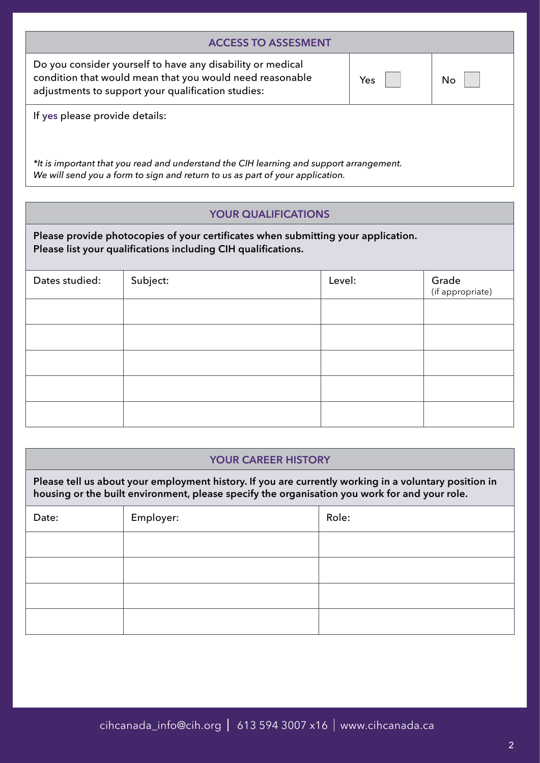## ACCESS TO ASSESMENT

| Do you consider yourself to have any disability or medical condition that would mean that you would need reasonable adjustments to support your qualification studies: | Yes ☐ | No ☐ |
|---|---|---|

If yes please provide details:

*\*It is important that you read and understand the CIH learning and support arrangement. We will send you a form to sign and return to us as part of your application.*

## YOUR QUALIFICATIONS

**Please provide photocopies of your certificates when submitting your application.**
**Please list your qualifications including CIH qualifications.**

| Dates studied: | Subject: | Level: | Grade (if appropriate) |
|---|---|---|---|
| | | | |
| | | | |
| | | | |
| | | | |
| | | | |

## YOUR CAREER HISTORY

**Please tell us about your employment history. If you are currently working in a voluntary position in housing or the built environment, please specify the organisation you work for and your role.**

| Date: | Employer: | Role: |
|---|---|---|
| | | |
| | | |
| | | |
| | | |

cihcanada_info@cih.org | 613 594 3007 x16 | www.cihcanada.ca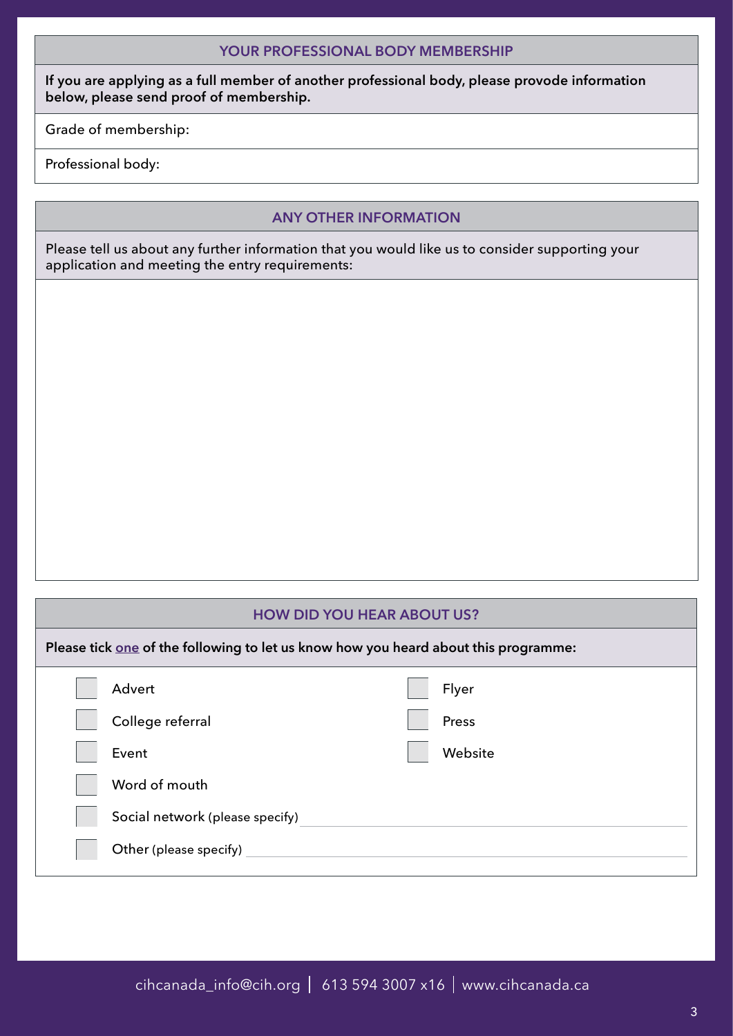## YOUR PROFESSIONAL BODY MEMBERSHIP

**If you are applying as a full member of another professional body, please provode information below, please send proof of membership.**

Grade of membership:

Professional body:

## ANY OTHER INFORMATION

Please tell us about any further information that you would like us to consider supporting your application and meeting the entry requirements:

## HOW DID YOU HEAR ABOUT US?

**Please tick one of the following to let us know how you heard about this programme:**

- [ ] Advert
- [ ] College referral
- [ ] Event
- [ ] Word of mouth
- [ ] Flyer
- [ ] Press
- [ ] Website
- [ ] Social network (please specify) ____________________
- [ ] Other (please specify) ____________________

cihcanada_info@cih.org | 613 594 3007 x16 | www.cihcanada.ca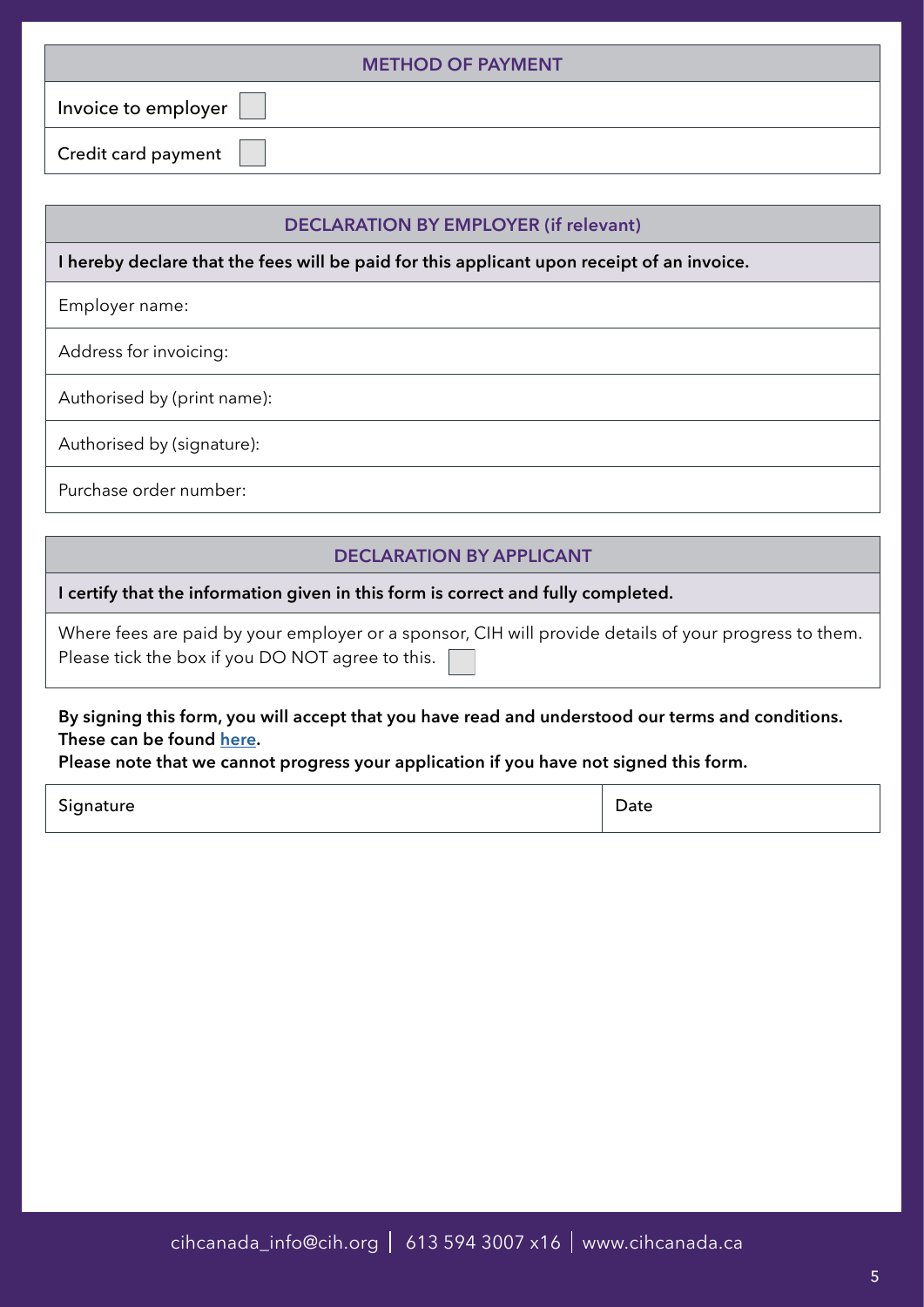| METHOD OF PAYMENT | |
| --- | --- |
| Invoice to employer | ☐ |
| Credit card payment | ☐ |

| DECLARATION BY EMPLOYER (if relevant) |
| --- |
| **I hereby declare that the fees will be paid for this applicant upon receipt of an invoice.** |
| Employer name: |
| Address for invoicing: |
| Authorised by (print name): |
| Authorised by (signature): |
| Purchase order number: |

| DECLARATION BY APPLICANT |
| --- |
| **I certify that the information given in this form is correct and fully completed.** |
| Where fees are paid by your employer or a sponsor, CIH will provide details of your progress to them. Please tick the box if you DO NOT agree to this. ☐ |

**By signing this form, you will accept that you have read and understood our terms and conditions. These can be found here.**

**Please note that we cannot progress your application if you have not signed this form.**

| Signature | Date |
| --- | --- |
| | |

cihcanada_info@cih.org | 613 594 3007 x16 | www.cihcanada.ca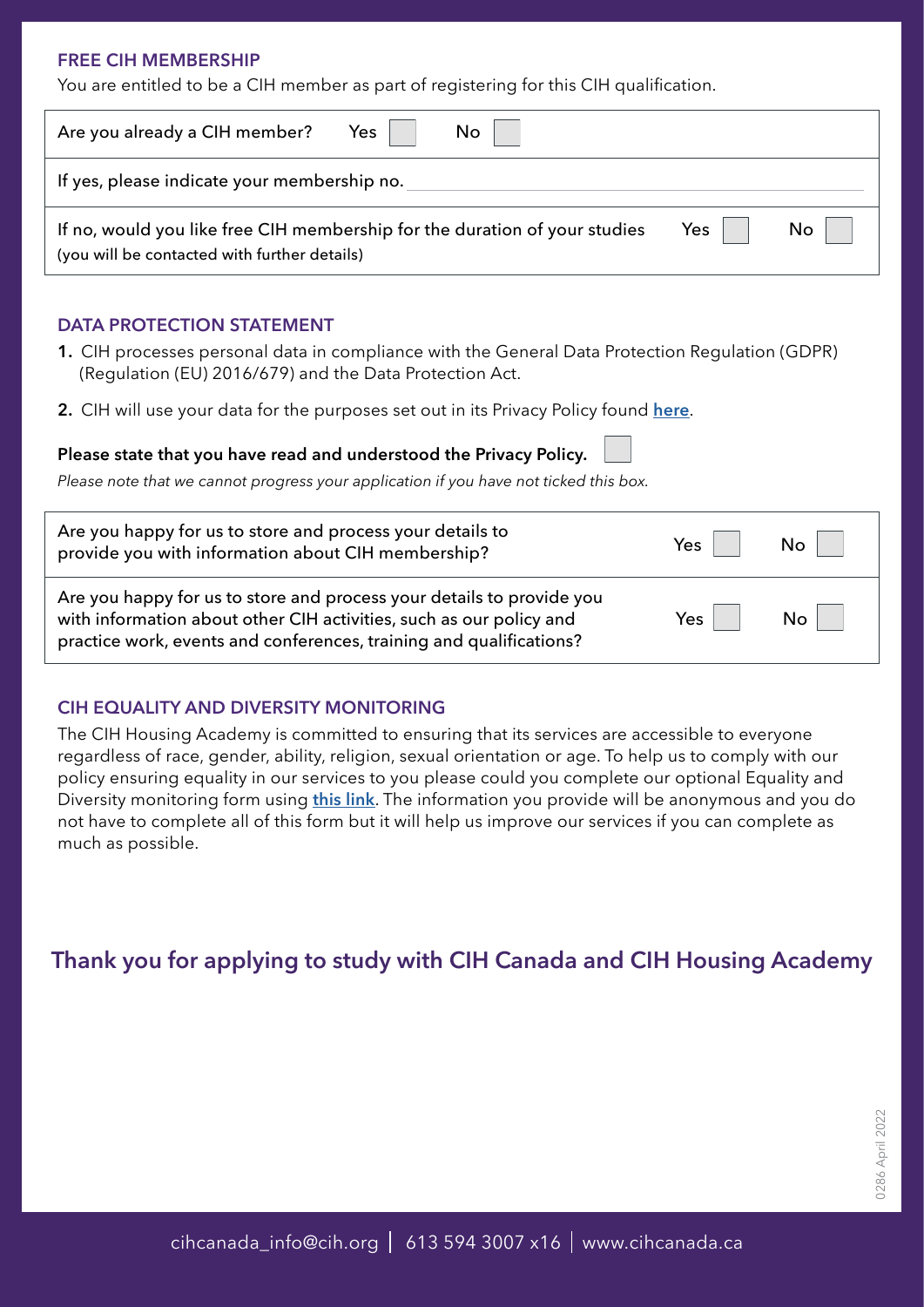## FREE CIH MEMBERSHIP

You are entitled to be a CIH member as part of registering for this CIH qualification.

| | | |
|---|---|---|
| Are you already a CIH member? | Yes ☐ | No ☐ |
| If yes, please indicate your membership no. | | |
| If no, would you like free CIH membership for the duration of your studies (you will be contacted with further details) | Yes ☐ | No ☐ |

## DATA PROTECTION STATEMENT

1. CIH processes personal data in compliance with the General Data Protection Regulation (GDPR) (Regulation (EU) 2016/679) and the Data Protection Act.
2. CIH will use your data for the purposes set out in its Privacy Policy found **here**.

**Please state that you have read and understood the Privacy Policy.** ☐

*Please note that we cannot progress your application if you have not ticked this box.*

| | | |
|---|---|---|
| Are you happy for us to store and process your details to provide you with information about CIH membership? | Yes ☐ | No ☐ |
| Are you happy for us to store and process your details to provide you with information about other CIH activities, such as our policy and practice work, events and conferences, training and qualifications? | Yes ☐ | No ☐ |

## CIH EQUALITY AND DIVERSITY MONITORING

The CIH Housing Academy is committed to ensuring that its services are accessible to everyone regardless of race, gender, ability, religion, sexual orientation or age. To help us to comply with our policy ensuring equality in our services to you please could you complete our optional Equality and Diversity monitoring form using **this link**. The information you provide will be anonymous and you do not have to complete all of this form but it will help us improve our services if you can complete as much as possible.

## Thank you for applying to study with CIH Canada and CIH Housing Academy

0286 April 2022

cihcanada_info@cih.org | 613 594 3007 x16 | www.cihcanada.ca